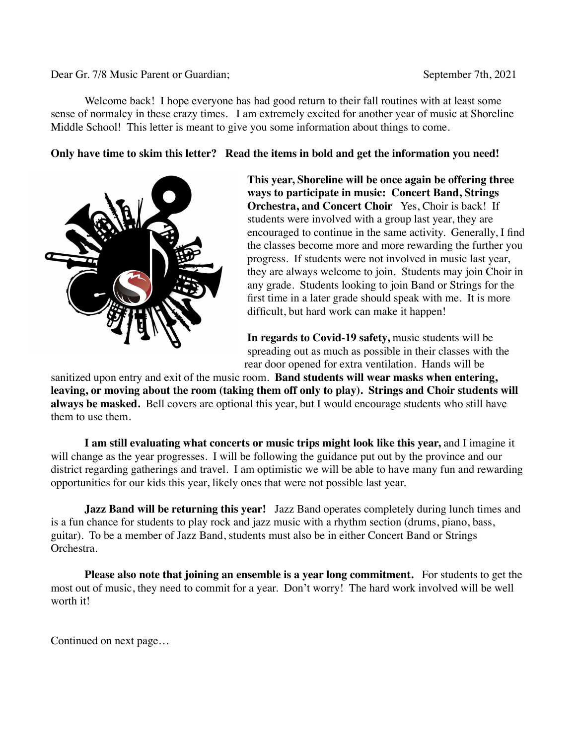Dear Gr. 7/8 Music Parent or Guardian; September 7th, 2021

Welcome back! I hope everyone has had good return to their fall routines with at least some sense of normalcy in these crazy times. I am extremely excited for another year of music at Shoreline Middle School! This letter is meant to give you some information about things to come.

**Only have time to skim this letter? Read the items in bold and get the information you need!**

**This year, Shoreline will be once again be offering three ways to participate in music: Concert Band, Strings Orchestra, and Concert Choir** Yes, Choir is back! If students were involved with a group last year, they are encouraged to continue in the same activity. Generally, I find the classes become more and more rewarding the further you progress. If students were not involved in music last year, they are always welcome to join. Students may join Choir in any grade. Students looking to join Band or Strings for the first time in a later grade should speak with me. It is more difficult, but hard work can make it happen!

**In regards to Covid-19 safety,** music students will be spreading out as much as possible in their classes with the rear door opened for extra ventilation. Hands will be sanitized upon entry and exit of the music room. **Band students will wear masks when entering, leaving, or moving about the room (taking them off only to play). Strings and Choir students will always be masked.** Bell covers are optional this year, but I would encourage students who still have them to use them.

**I am still evaluating what concerts or music trips might look like this year,** and I imagine it will change as the year progresses. I will be following the guidance put out by the province and our district regarding gatherings and travel. I am optimistic we will be able to have many fun and rewarding opportunities for our kids this year, likely ones that were not possible last year.

**Jazz Band will be returning this year!** Jazz Band operates completely during lunch times and is a fun chance for students to play rock and jazz music with a rhythm section (drums, piano, bass, guitar). To be a member of Jazz Band, students must also be in either Concert Band or Strings Orchestra.

**Please also note that joining an ensemble is a year long commitment.** For students to get the most out of music, they need to commit for a year. Don't worry! The hard work involved will be well worth it!

Continued on next page…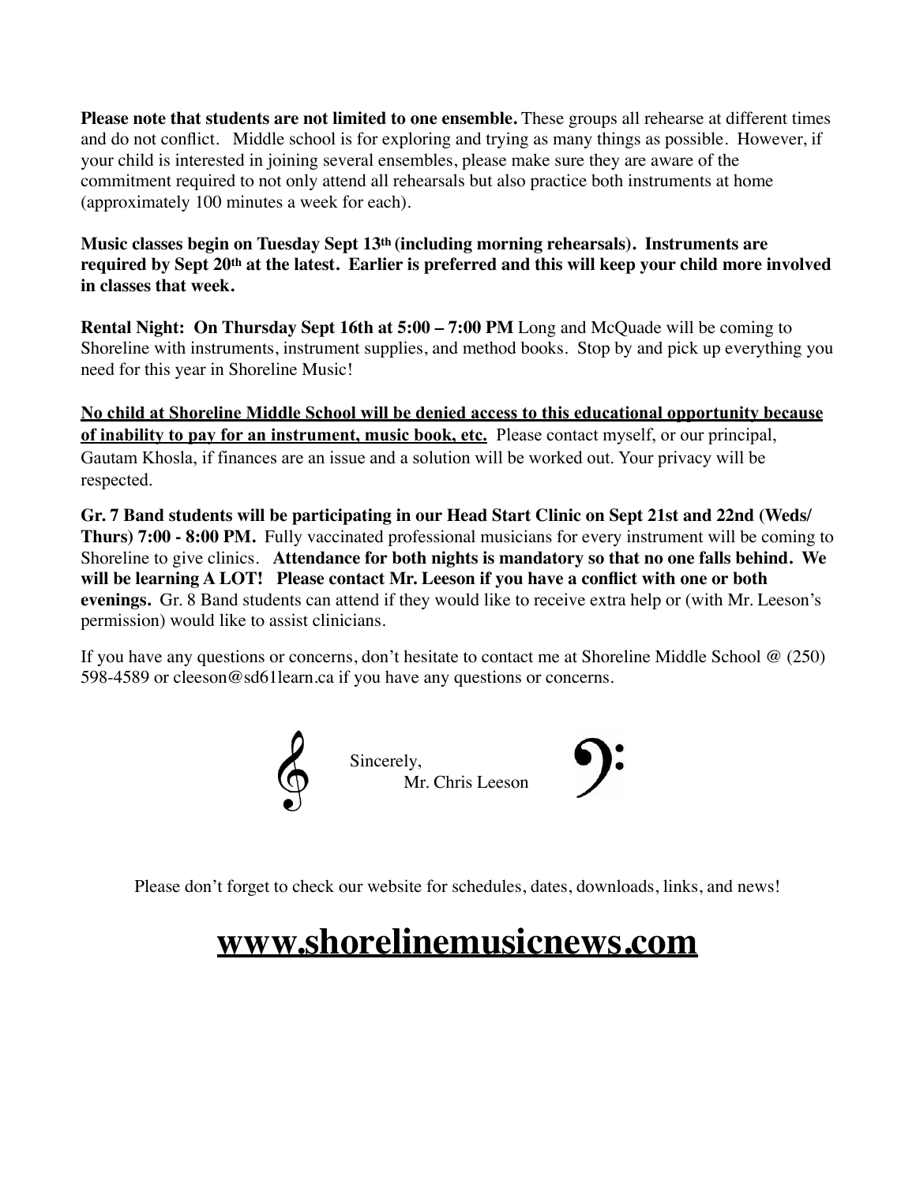**Please note that students are not limited to one ensemble.** These groups all rehearse at different times and do not conflict. Middle school is for exploring and trying as many things as possible. However, if your child is interested in joining several ensembles, please make sure they are aware of the commitment required to not only attend all rehearsals but also practice both instruments at home (approximately 100 minutes a week for each).

**Music classes begin on Tuesday Sept 13th (including morning rehearsals). Instruments are required by Sept 20th at the latest. Earlier is preferred and this will keep your child more involved in classes that week.**

**Rental Night: On Thursday Sept 16th at 5:00 – 7:00 PM** Long and McQuade will be coming to Shoreline with instruments, instrument supplies, and method books. Stop by and pick up everything you need for this year in Shoreline Music!

**No child at Shoreline Middle School will be denied access to this educational opportunity because of inability to pay for an instrument, music book, etc.** Please contact myself, or our principal, Gautam Khosla, if finances are an issue and a solution will be worked out. Your privacy will be respected.

**Gr. 7 Band students will be participating in our Head Start Clinic on Sept 21st and 22nd (Weds/ Thurs) 7:00 - 8:00 PM.** Fully vaccinated professional musicians for every instrument will be coming to Shoreline to give clinics. **Attendance for both nights is mandatory so that no one falls behind. We will be learning A LOT! Please contact Mr. Leeson if you have a conflict with one or both evenings.** Gr. 8 Band students can attend if they would like to receive extra help or (with Mr. Leeson's permission) would like to assist clinicians.

If you have any questions or concerns, don't hesitate to contact me at Shoreline Middle School @ (250) 598-4589 or cleeson@sd61learn.ca if you have any questions or concerns.

Sincerely,
Mr. Chris Leeson

Please don't forget to check our website for schedules, dates, downloads, links, and news!

# **www.shorelinemusicnews.com**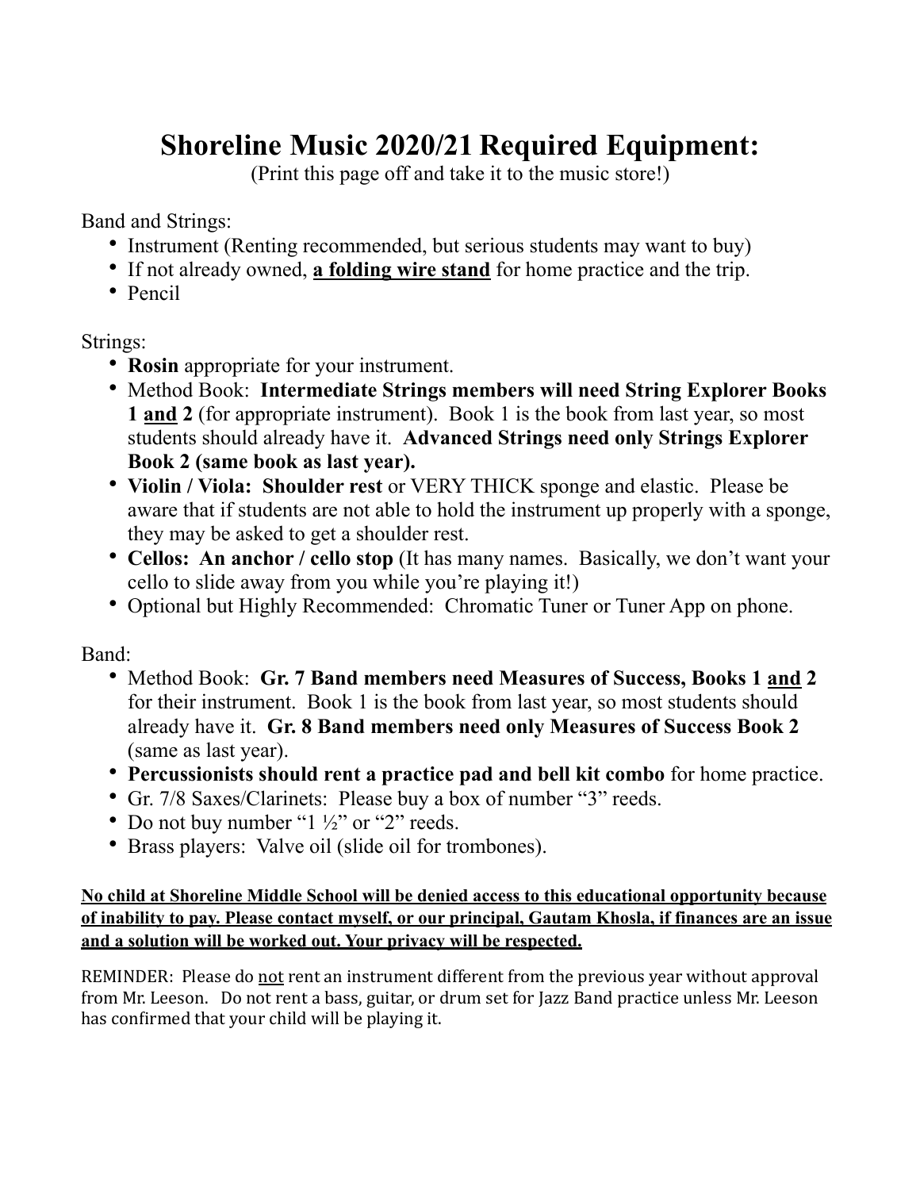# Shoreline Music 2020/21 Required Equipment:

(Print this page off and take it to the music store!)

Band and Strings:

- Instrument (Renting recommended, but serious students may want to buy)
- If not already owned, <u>**a folding wire stand**</u> for home practice and the trip.
- Pencil

Strings:

- **Rosin** appropriate for your instrument.
- Method Book: **Intermediate Strings members will need String Explorer Books 1 <u>and</u> 2** (for appropriate instrument). Book 1 is the book from last year, so most students should already have it. **Advanced Strings need only Strings Explorer Book 2 (same book as last year).**
- **Violin / Viola: Shoulder rest** or VERY THICK sponge and elastic. Please be aware that if students are not able to hold the instrument up properly with a sponge, they may be asked to get a shoulder rest.
- **Cellos: An anchor / cello stop** (It has many names. Basically, we don't want your cello to slide away from you while you're playing it!)
- Optional but Highly Recommended: Chromatic Tuner or Tuner App on phone.

Band:

- Method Book: **Gr. 7 Band members need Measures of Success, Books 1 <u>and</u> 2** for their instrument. Book 1 is the book from last year, so most students should already have it. **Gr. 8 Band members need only Measures of Success Book 2** (same as last year).
- **Percussionists should rent a practice pad and bell kit combo** for home practice.
- Gr. 7/8 Saxes/Clarinets: Please buy a box of number "3" reeds.
- Do not buy number "1 ½" or "2" reeds.
- Brass players: Valve oil (slide oil for trombones).

<u>**No child at Shoreline Middle School will be denied access to this educational opportunity because of inability to pay. Please contact myself, or our principal, Gautam Khosla, if finances are an issue and a solution will be worked out. Your privacy will be respected.**</u>

REMINDER: Please do <u>not</u> rent an instrument different from the previous year without approval from Mr. Leeson. Do not rent a bass, guitar, or drum set for Jazz Band practice unless Mr. Leeson has confirmed that your child will be playing it.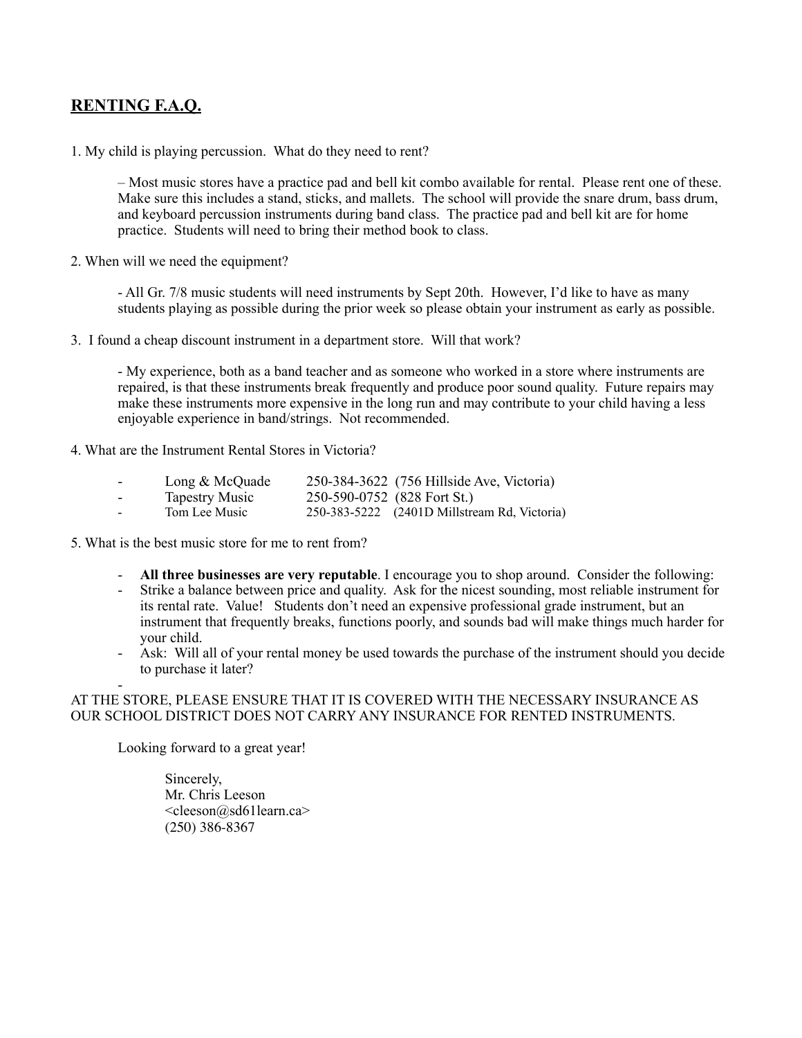## RENTING F.A.Q.

1. My child is playing percussion. What do they need to rent?

   – Most music stores have a practice pad and bell kit combo available for rental. Please rent one of these. Make sure this includes a stand, sticks, and mallets. The school will provide the snare drum, bass drum, and keyboard percussion instruments during band class. The practice pad and bell kit are for home practice. Students will need to bring their method book to class.

2. When will we need the equipment?

   - All Gr. 7/8 music students will need instruments by Sept 20th. However, I'd like to have as many students playing as possible during the prior week so please obtain your instrument as early as possible.

3. I found a cheap discount instrument in a department store. Will that work?

   - My experience, both as a band teacher and as someone who worked in a store where instruments are repaired, is that these instruments break frequently and produce poor sound quality. Future repairs may make these instruments more expensive in the long run and may contribute to your child having a less enjoyable experience in band/strings. Not recommended.

4. What are the Instrument Rental Stores in Victoria?

   - Long & McQuade 250-384-3622 (756 Hillside Ave, Victoria)
   - Tapestry Music 250-590-0752 (828 Fort St.)
   - Tom Lee Music 250-383-5222 (2401D Millstream Rd, Victoria)

5. What is the best music store for me to rent from?

   - **All three businesses are very reputable**. I encourage you to shop around. Consider the following:
   - Strike a balance between price and quality. Ask for the nicest sounding, most reliable instrument for its rental rate. Value! Students don't need an expensive professional grade instrument, but an instrument that frequently breaks, functions poorly, and sounds bad will make things much harder for your child.
   - Ask: Will all of your rental money be used towards the purchase of the instrument should you decide to purchase it later?
   -

AT THE STORE, PLEASE ENSURE THAT IT IS COVERED WITH THE NECESSARY INSURANCE AS OUR SCHOOL DISTRICT DOES NOT CARRY ANY INSURANCE FOR RENTED INSTRUMENTS.

Looking forward to a great year!

Sincerely,
Mr. Chris Leeson
<cleeson@sd61learn.ca>
(250) 386-8367